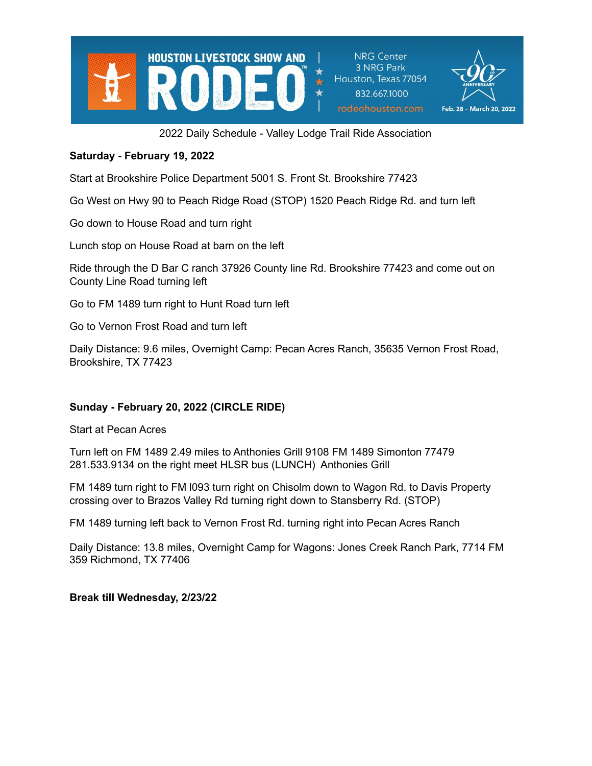HOUSTON LIVESTOCK SHOW AND RODEO™

NRG Center
3 NRG Park
Houston, Texas 77054
832.667.1000
rodeohouston.com

90th ANNIVERSARY
Feb. 28 - March 20, 2022

2022 Daily Schedule - Valley Lodge Trail Ride Association

**Saturday - February 19, 2022**

Start at Brookshire Police Department 5001 S. Front St. Brookshire 77423

Go West on Hwy 90 to Peach Ridge Road (STOP) 1520 Peach Ridge Rd. and turn left

Go down to House Road and turn right

Lunch stop on House Road at barn on the left

Ride through the D Bar C ranch 37926 County line Rd. Brookshire 77423 and come out on County Line Road turning left

Go to FM 1489 turn right to Hunt Road turn left

Go to Vernon Frost Road and turn left

Daily Distance: 9.6 miles, Overnight Camp: Pecan Acres Ranch, 35635 Vernon Frost Road, Brookshire, TX 77423

**Sunday - February 20, 2022 (CIRCLE RIDE)**

Start at Pecan Acres

Turn left on FM 1489 2.49 miles to Anthonies Grill 9108 FM 1489 Simonton 77479 281.533.9134 on the right meet HLSR bus (LUNCH) Anthonies Grill

FM 1489 turn right to FM l093 turn right on Chisolm down to Wagon Rd. to Davis Property crossing over to Brazos Valley Rd turning right down to Stansberry Rd. (STOP)

FM 1489 turning left back to Vernon Frost Rd. turning right into Pecan Acres Ranch

Daily Distance: 13.8 miles, Overnight Camp for Wagons: Jones Creek Ranch Park, 7714 FM 359 Richmond, TX 77406

**Break till Wednesday, 2/23/22**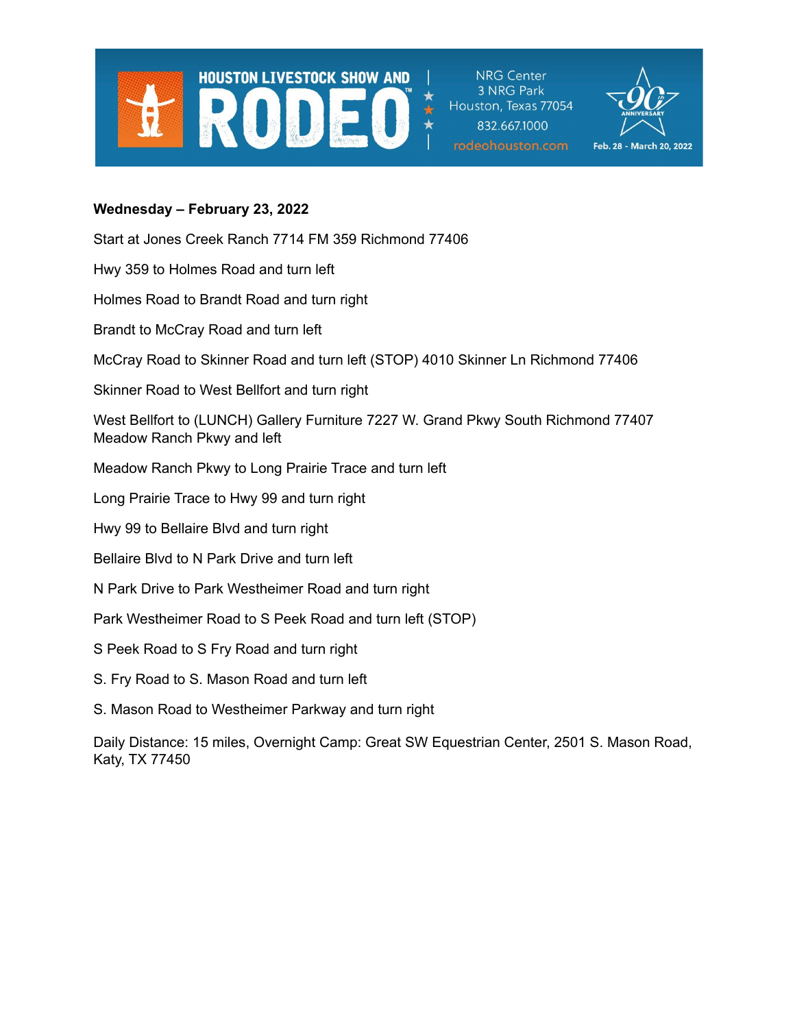**Wednesday – February 23, 2022**

Start at Jones Creek Ranch 7714 FM 359 Richmond 77406

Hwy 359 to Holmes Road and turn left

Holmes Road to Brandt Road and turn right

Brandt to McCray Road and turn left

McCray Road to Skinner Road and turn left (STOP) 4010 Skinner Ln Richmond 77406

Skinner Road to West Bellfort and turn right

West Bellfort to (LUNCH) Gallery Furniture 7227 W. Grand Pkwy South Richmond 77407 Meadow Ranch Pkwy and left

Meadow Ranch Pkwy to Long Prairie Trace and turn left

Long Prairie Trace to Hwy 99 and turn right

Hwy 99 to Bellaire Blvd and turn right

Bellaire Blvd to N Park Drive and turn left

N Park Drive to Park Westheimer Road and turn right

Park Westheimer Road to S Peek Road and turn left (STOP)

S Peek Road to S Fry Road and turn right

S. Fry Road to S. Mason Road and turn left

S. Mason Road to Westheimer Parkway and turn right

Daily Distance: 15 miles, Overnight Camp: Great SW Equestrian Center, 2501 S. Mason Road, Katy, TX 77450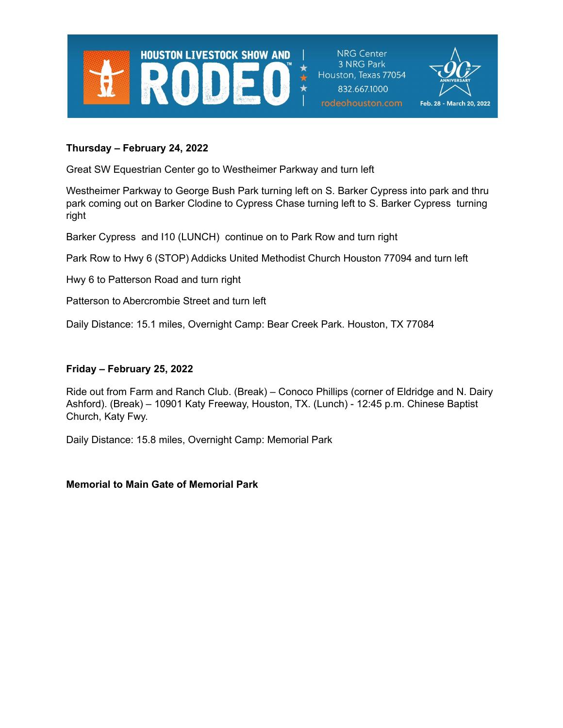**Thursday – February 24, 2022**

Great SW Equestrian Center go to Westheimer Parkway and turn left

Westheimer Parkway to George Bush Park turning left on S. Barker Cypress into park and thru park coming out on Barker Clodine to Cypress Chase turning left to S. Barker Cypress turning right

Barker Cypress and I10 (LUNCH) continue on to Park Row and turn right

Park Row to Hwy 6 (STOP) Addicks United Methodist Church Houston 77094 and turn left

Hwy 6 to Patterson Road and turn right

Patterson to Abercrombie Street and turn left

Daily Distance: 15.1 miles, Overnight Camp: Bear Creek Park. Houston, TX 77084

**Friday – February 25, 2022**

Ride out from Farm and Ranch Club. (Break) – Conoco Phillips (corner of Eldridge and N. Dairy Ashford). (Break) – 10901 Katy Freeway, Houston, TX. (Lunch) - 12:45 p.m. Chinese Baptist Church, Katy Fwy.

Daily Distance: 15.8 miles, Overnight Camp: Memorial Park

**Memorial to Main Gate of Memorial Park**